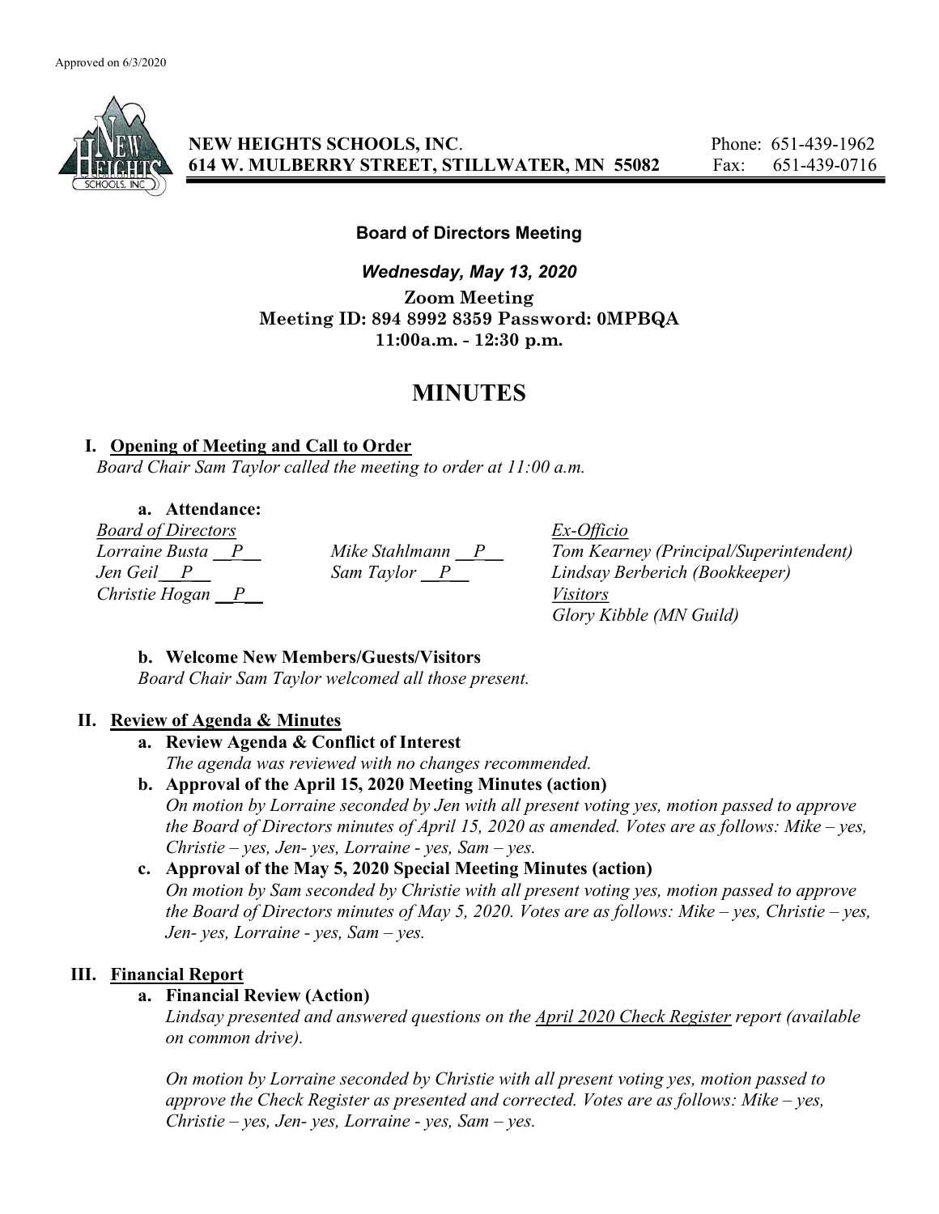Approved on 6/3/2020

**NEW HEIGHTS SCHOOLS, INC.**
**614 W. MULBERRY STREET, STILLWATER, MN 55082**

Phone: 651-439-1962
Fax: 651-439-0716

**Board of Directors Meeting**

***Wednesday, May 13, 2020***

**Zoom Meeting**
**Meeting ID: 894 8992 8359 Password: 0MPBQA**
**11:00a.m. - 12:30 p.m.**

# MINUTES

## I. Opening of Meeting and Call to Order

*Board Chair Sam Taylor called the meeting to order at 11:00 a.m.*

### a. Attendance:

*Board of Directors*

*Lorraine Busta \_\_P\_\_*
*Jen Geil \_\_P\_\_*
*Christie Hogan \_\_P\_\_*
*Mike Stahlmann \_\_P\_\_*
*Sam Taylor \_\_P\_\_*

*Ex-Officio*

*Tom Kearney (Principal/Superintendent)*
*Lindsay Berberich (Bookkeeper)*

*Visitors*

*Glory Kibble (MN Guild)*

### b. Welcome New Members/Guests/Visitors

*Board Chair Sam Taylor welcomed all those present.*

## II. Review of Agenda & Minutes

### a. Review Agenda & Conflict of Interest

*The agenda was reviewed with no changes recommended.*

### b. Approval of the April 15, 2020 Meeting Minutes (action)

*On motion by Lorraine seconded by Jen with all present voting yes, motion passed to approve the Board of Directors minutes of April 15, 2020 as amended. Votes are as follows: Mike – yes, Christie – yes, Jen- yes, Lorraine - yes, Sam – yes.*

### c. Approval of the May 5, 2020 Special Meeting Minutes (action)

*On motion by Sam seconded by Christie with all present voting yes, motion passed to approve the Board of Directors minutes of May 5, 2020. Votes are as follows: Mike – yes, Christie – yes, Jen- yes, Lorraine - yes, Sam – yes.*

## III. Financial Report

### a. Financial Review (Action)

*Lindsay presented and answered questions on the April 2020 Check Register report (available on common drive).*

*On motion by Lorraine seconded by Christie with all present voting yes, motion passed to approve the Check Register as presented and corrected. Votes are as follows: Mike – yes, Christie – yes, Jen- yes, Lorraine - yes, Sam – yes.*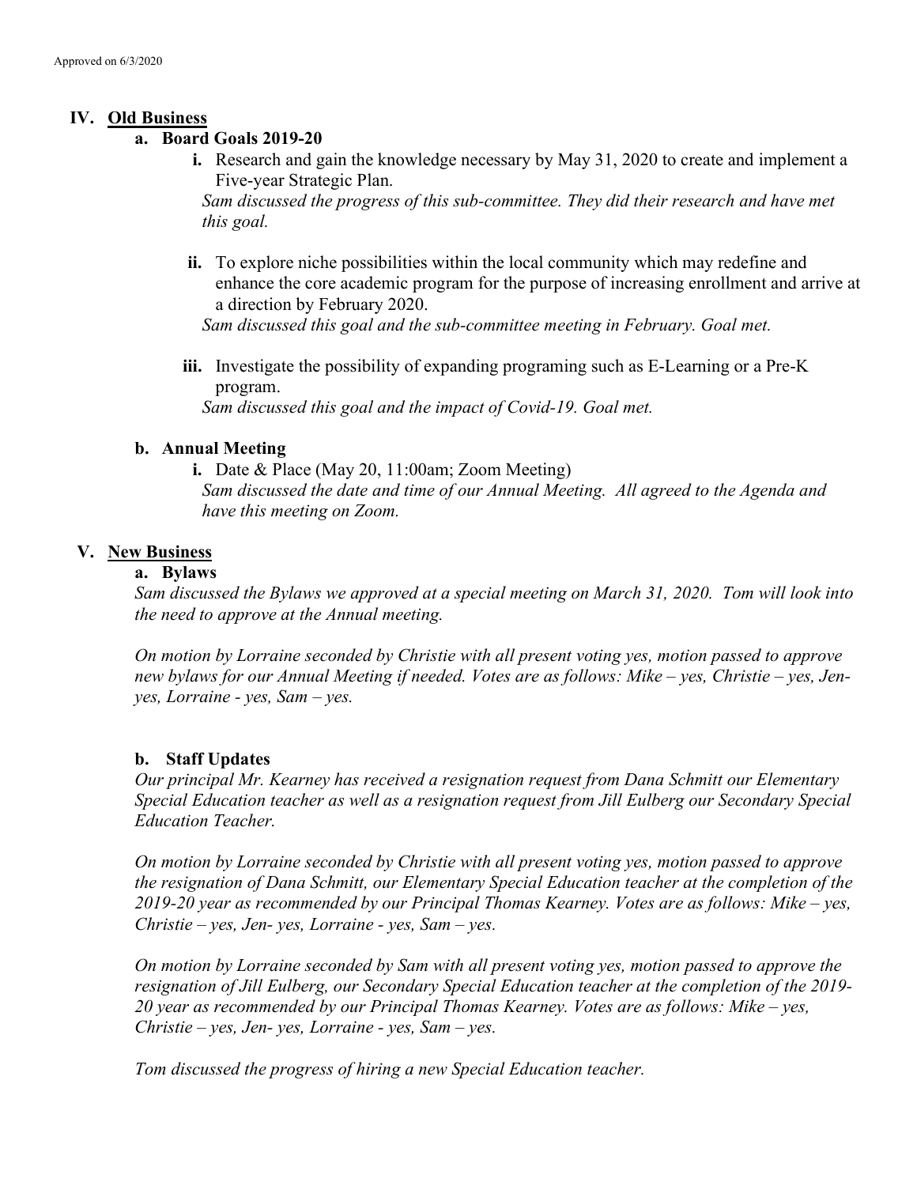## IV. Old Business

### a. Board Goals 2019-20

i. Research and gain the knowledge necessary by May 31, 2020 to create and implement a Five-year Strategic Plan.
*Sam discussed the progress of this sub-committee. They did their research and have met this goal.*

ii. To explore niche possibilities within the local community which may redefine and enhance the core academic program for the purpose of increasing enrollment and arrive at a direction by February 2020.
*Sam discussed this goal and the sub-committee meeting in February. Goal met.*

iii. Investigate the possibility of expanding programing such as E-Learning or a Pre-K program.
*Sam discussed this goal and the impact of Covid-19. Goal met.*

### b. Annual Meeting

i. Date & Place (May 20, 11:00am; Zoom Meeting)
*Sam discussed the date and time of our Annual Meeting. All agreed to the Agenda and have this meeting on Zoom.*

## V. New Business

### a. Bylaws

*Sam discussed the Bylaws we approved at a special meeting on March 31, 2020. Tom will look into the need to approve at the Annual meeting.*

*On motion by Lorraine seconded by Christie with all present voting yes, motion passed to approve new bylaws for our Annual Meeting if needed. Votes are as follows: Mike – yes, Christie – yes, Jen- yes, Lorraine - yes, Sam – yes.*

### b. Staff Updates

*Our principal Mr. Kearney has received a resignation request from Dana Schmitt our Elementary Special Education teacher as well as a resignation request from Jill Eulberg our Secondary Special Education Teacher.*

*On motion by Lorraine seconded by Christie with all present voting yes, motion passed to approve the resignation of Dana Schmitt, our Elementary Special Education teacher at the completion of the 2019-20 year as recommended by our Principal Thomas Kearney. Votes are as follows: Mike – yes, Christie – yes, Jen- yes, Lorraine - yes, Sam – yes.*

*On motion by Lorraine seconded by Sam with all present voting yes, motion passed to approve the resignation of Jill Eulberg, our Secondary Special Education teacher at the completion of the 2019-20 year as recommended by our Principal Thomas Kearney. Votes are as follows: Mike – yes, Christie – yes, Jen- yes, Lorraine - yes, Sam – yes.*

*Tom discussed the progress of hiring a new Special Education teacher.*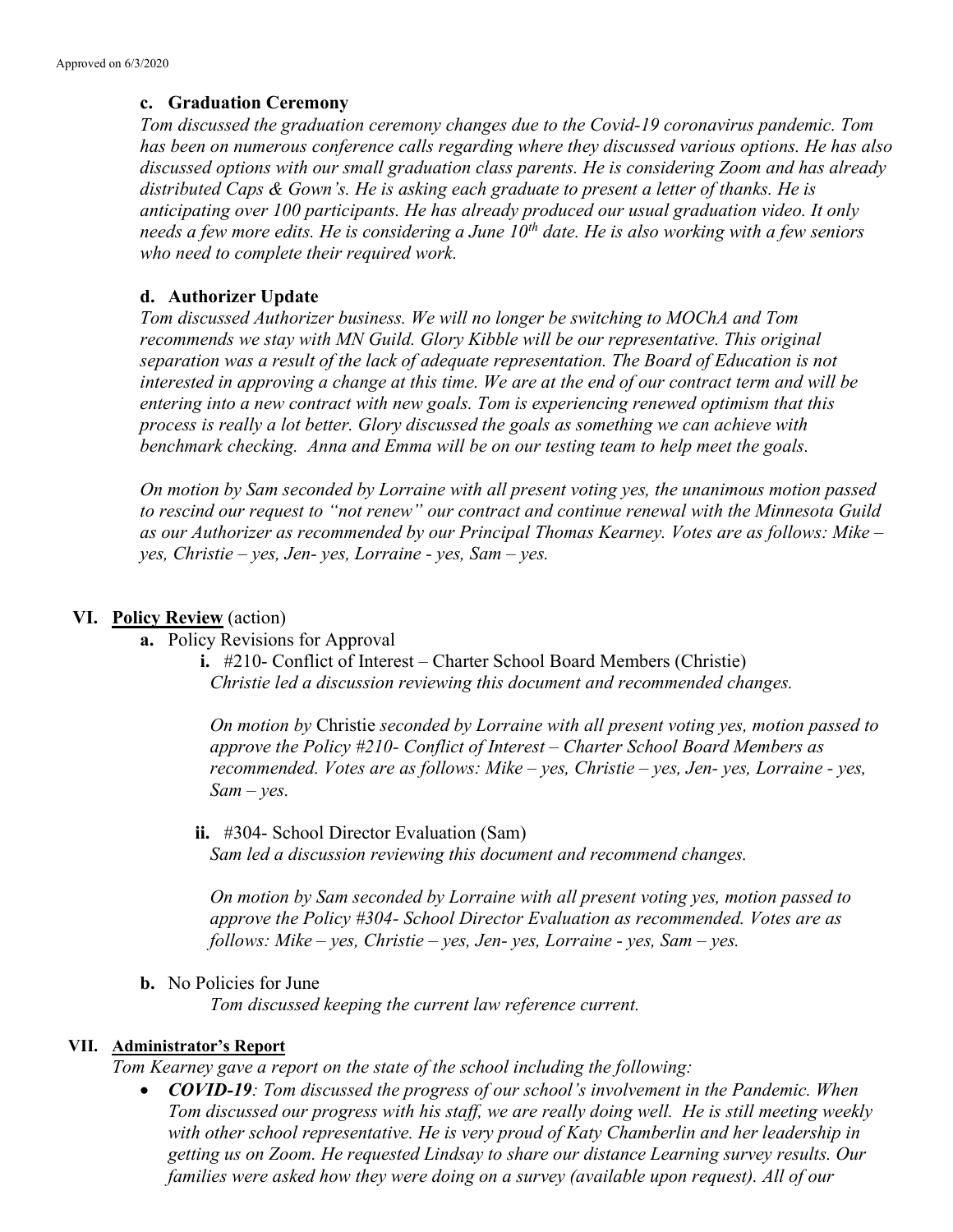### c. Graduation Ceremony

*Tom discussed the graduation ceremony changes due to the Covid-19 coronavirus pandemic. Tom has been on numerous conference calls regarding where they discussed various options. He has also discussed options with our small graduation class parents. He is considering Zoom and has already distributed Caps & Gown's. He is asking each graduate to present a letter of thanks. He is anticipating over 100 participants. He has already produced our usual graduation video. It only needs a few more edits. He is considering a June 10th date. He is also working with a few seniors who need to complete their required work.*

### d. Authorizer Update

*Tom discussed Authorizer business. We will no longer be switching to MOChA and Tom recommends we stay with MN Guild. Glory Kibble will be our representative. This original separation was a result of the lack of adequate representation. The Board of Education is not interested in approving a change at this time. We are at the end of our contract term and will be entering into a new contract with new goals. Tom is experiencing renewed optimism that this process is really a lot better. Glory discussed the goals as something we can achieve with benchmark checking. Anna and Emma will be on our testing team to help meet the goals.*

*On motion by Sam seconded by Lorraine with all present voting yes, the unanimous motion passed to rescind our request to "not renew" our contract and continue renewal with the Minnesota Guild as our Authorizer as recommended by our Principal Thomas Kearney. Votes are as follows: Mike – yes, Christie – yes, Jen- yes, Lorraine - yes, Sam – yes.*

## VI. Policy Review (action)

**a.** Policy Revisions for Approval

**i.** #210- Conflict of Interest – Charter School Board Members (Christie)

*Christie led a discussion reviewing this document and recommended changes.*

*On motion by* Christie *seconded by Lorraine with all present voting yes, motion passed to approve the Policy #210- Conflict of Interest – Charter School Board Members as recommended. Votes are as follows: Mike – yes, Christie – yes, Jen- yes, Lorraine - yes, Sam – yes.*

**ii.** #304- School Director Evaluation (Sam)

*Sam led a discussion reviewing this document and recommend changes.*

*On motion by Sam seconded by Lorraine with all present voting yes, motion passed to approve the Policy #304- School Director Evaluation as recommended. Votes are as follows: Mike – yes, Christie – yes, Jen- yes, Lorraine - yes, Sam – yes.*

**b.** No Policies for June

*Tom discussed keeping the current law reference current.*

## VII. Administrator's Report

*Tom Kearney gave a report on the state of the school including the following:*

- ***COVID-19**: Tom discussed the progress of our school's involvement in the Pandemic. When Tom discussed our progress with his staff, we are really doing well. He is still meeting weekly with other school representative. He is very proud of Katy Chamberlin and her leadership in getting us on Zoom. He requested Lindsay to share our distance Learning survey results. Our families were asked how they were doing on a survey (available upon request). All of our*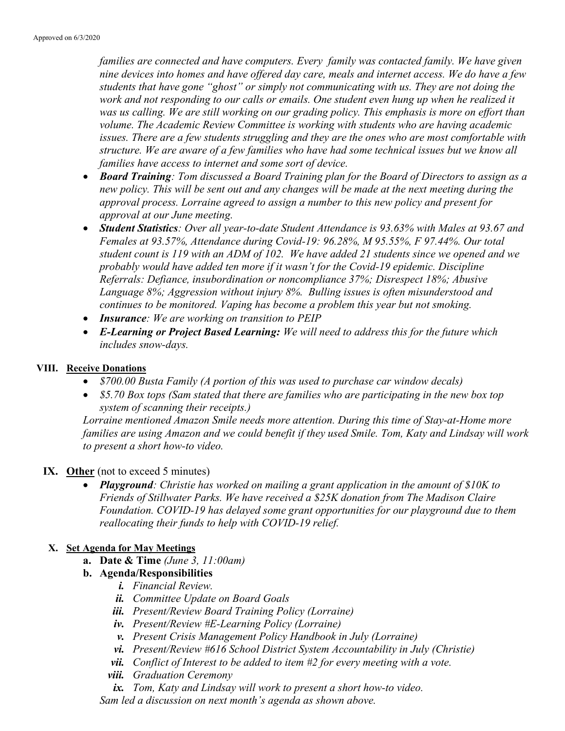*families are connected and have computers. Every family was contacted family. We have given nine devices into homes and have offered day care, meals and internet access. We do have a few students that have gone "ghost" or simply not communicating with us. They are not doing the work and not responding to our calls or emails. One student even hung up when he realized it was us calling. We are still working on our grading policy. This emphasis is more on effort than volume. The Academic Review Committee is working with students who are having academic issues. There are a few students struggling and they are the ones who are most comfortable with structure. We are aware of a few families who have had some technical issues but we know all families have access to internet and some sort of device.*

- ***Board Training**: Tom discussed a Board Training plan for the Board of Directors to assign as a new policy. This will be sent out and any changes will be made at the next meeting during the approval process. Lorraine agreed to assign a number to this new policy and present for approval at our June meeting.*
- ***Student Statistics**: Over all year-to-date Student Attendance is 93.63% with Males at 93.67 and Females at 93.57%, Attendance during Covid-19: 96.28%, M 95.55%, F 97.44%. Our total student count is 119 with an ADM of 102. We have added 21 students since we opened and we probably would have added ten more if it wasn't for the Covid-19 epidemic. Discipline Referrals: Defiance, insubordination or noncompliance 37%; Disrespect 18%; Abusive Language 8%; Aggression without injury 8%. Bulling issues is often misunderstood and continues to be monitored. Vaping has become a problem this year but not smoking.*
- ***Insurance**: We are working on transition to PEIP*
- ***E-Learning or Project Based Learning:** We will need to address this for the future which includes snow-days.*

## VIII. Receive Donations

- *\$700.00 Busta Family (A portion of this was used to purchase car window decals)*
- *\$5.70 Box tops (Sam stated that there are families who are participating in the new box top system of scanning their receipts.)*

*Lorraine mentioned Amazon Smile needs more attention. During this time of Stay-at-Home more families are using Amazon and we could benefit if they used Smile. Tom, Katy and Lindsay will work to present a short how-to video.*

## IX. Other (not to exceed 5 minutes)

- ***Playground**: Christie has worked on mailing a grant application in the amount of \$10K to Friends of Stillwater Parks. We have received a \$25K donation from The Madison Claire Foundation. COVID-19 has delayed some grant opportunities for our playground due to them reallocating their funds to help with COVID-19 relief.*

## X. Set Agenda for May Meetings

a. **Date & Time** *(June 3, 11:00am)*

b. **Agenda/Responsibilities**

   i. *Financial Review.*
   ii. *Committee Update on Board Goals*
   iii. *Present/Review Board Training Policy (Lorraine)*
   iv. *Present/Review #E-Learning Policy (Lorraine)*
   v. *Present Crisis Management Policy Handbook in July (Lorraine)*
   vi. *Present/Review #616 School District System Accountability in July (Christie)*
   vii. *Conflict of Interest to be added to item #2 for every meeting with a vote.*
   viii. *Graduation Ceremony*
   ix. *Tom, Katy and Lindsay will work to present a short how-to video.*

*Sam led a discussion on next month's agenda as shown above.*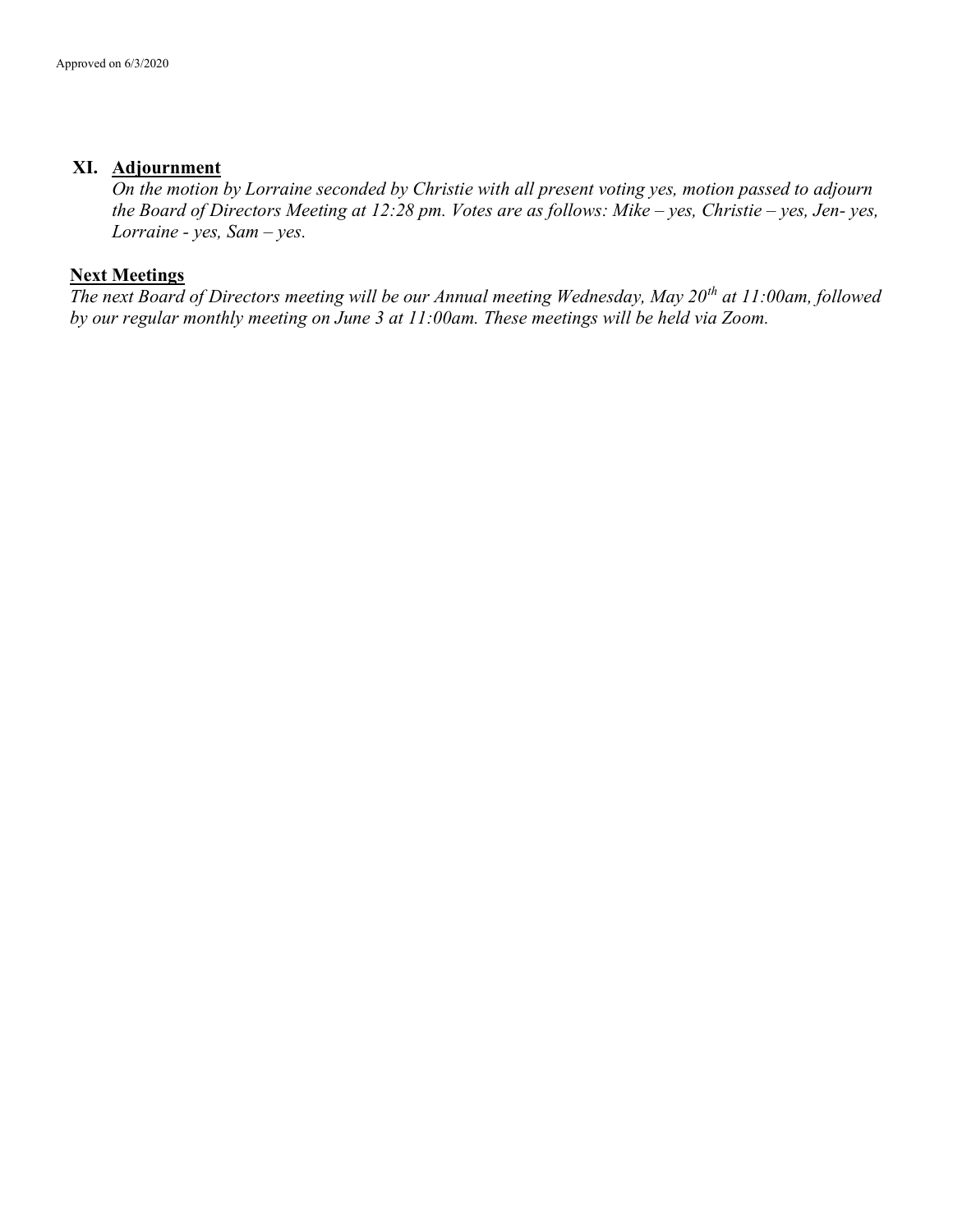Approved on 6/3/2020

## XI. Adjournment

*On the motion by Lorraine seconded by Christie with all present voting yes, motion passed to adjourn the Board of Directors Meeting at 12:28 pm. Votes are as follows: Mike – yes, Christie – yes, Jen- yes, Lorraine - yes, Sam – yes.*

## Next Meetings

*The next Board of Directors meeting will be our Annual meeting Wednesday, May 20th at 11:00am, followed by our regular monthly meeting on June 3 at 11:00am. These meetings will be held via Zoom.*